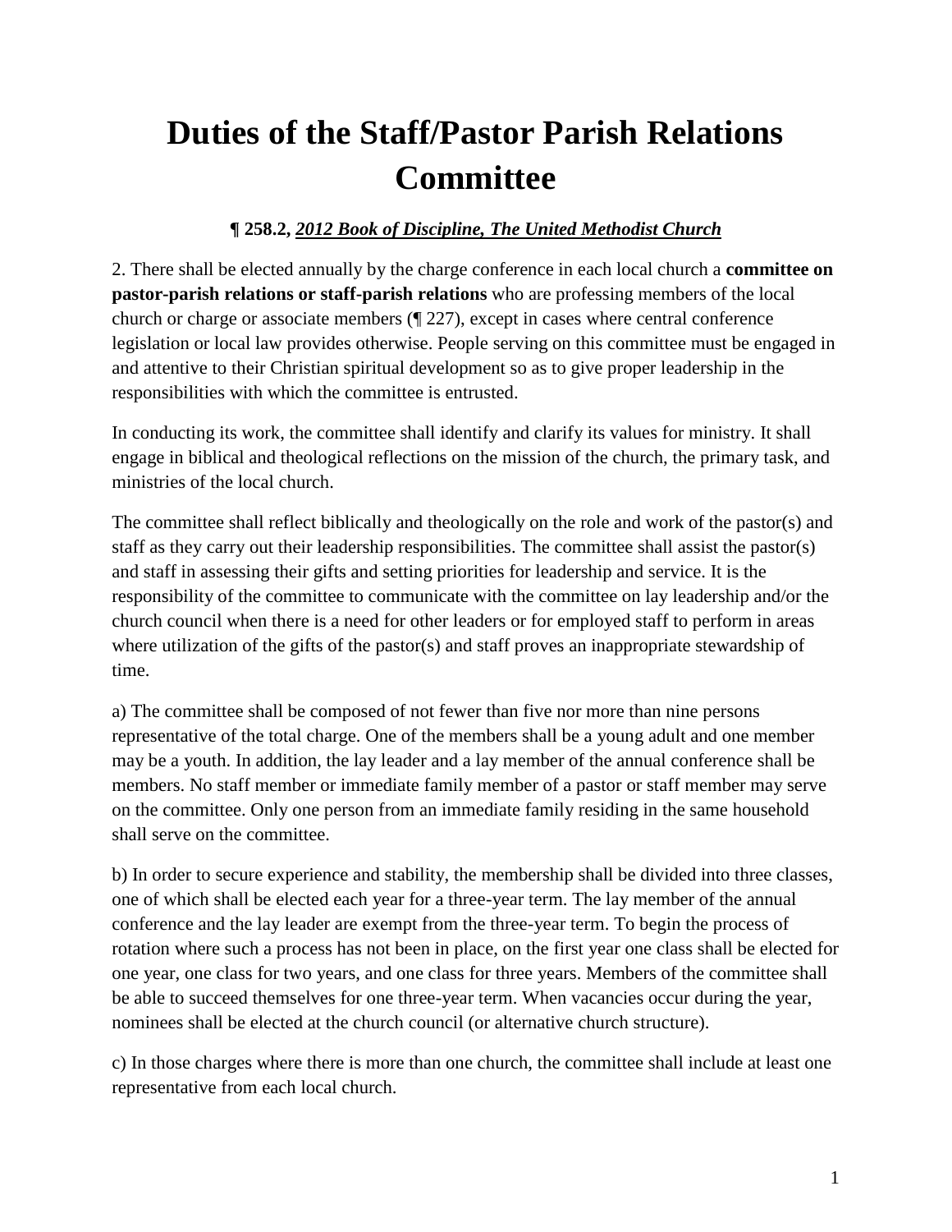# Duties of the Staff/Pastor Parish Relations Committee

**¶ 258.2, *2012 Book of Discipline, The United Methodist Church***

2. There shall be elected annually by the charge conference in each local church a **committee on pastor-parish relations or staff-parish relations** who are professing members of the local church or charge or associate members (¶ 227), except in cases where central conference legislation or local law provides otherwise. People serving on this committee must be engaged in and attentive to their Christian spiritual development so as to give proper leadership in the responsibilities with which the committee is entrusted.

In conducting its work, the committee shall identify and clarify its values for ministry. It shall engage in biblical and theological reflections on the mission of the church, the primary task, and ministries of the local church.

The committee shall reflect biblically and theologically on the role and work of the pastor(s) and staff as they carry out their leadership responsibilities. The committee shall assist the pastor(s) and staff in assessing their gifts and setting priorities for leadership and service. It is the responsibility of the committee to communicate with the committee on lay leadership and/or the church council when there is a need for other leaders or for employed staff to perform in areas where utilization of the gifts of the pastor(s) and staff proves an inappropriate stewardship of time.

a) The committee shall be composed of not fewer than five nor more than nine persons representative of the total charge. One of the members shall be a young adult and one member may be a youth. In addition, the lay leader and a lay member of the annual conference shall be members. No staff member or immediate family member of a pastor or staff member may serve on the committee. Only one person from an immediate family residing in the same household shall serve on the committee.

b) In order to secure experience and stability, the membership shall be divided into three classes, one of which shall be elected each year for a three-year term. The lay member of the annual conference and the lay leader are exempt from the three-year term. To begin the process of rotation where such a process has not been in place, on the first year one class shall be elected for one year, one class for two years, and one class for three years. Members of the committee shall be able to succeed themselves for one three-year term. When vacancies occur during the year, nominees shall be elected at the church council (or alternative church structure).

c) In those charges where there is more than one church, the committee shall include at least one representative from each local church.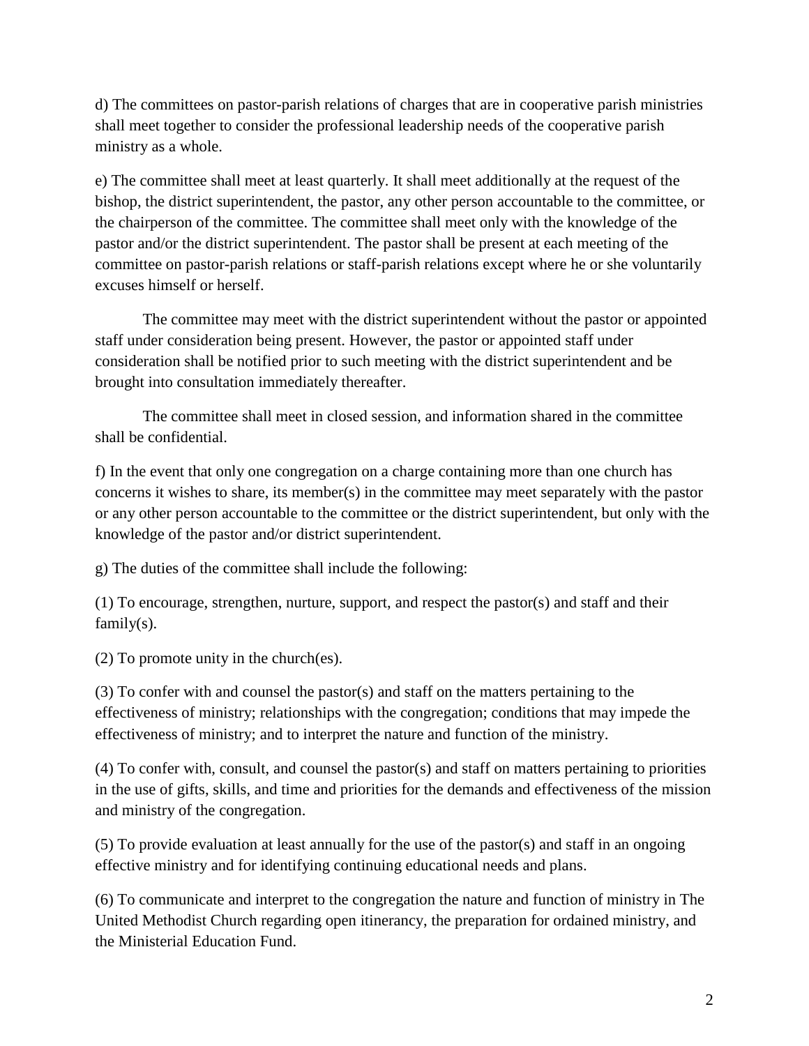d) The committees on pastor-parish relations of charges that are in cooperative parish ministries shall meet together to consider the professional leadership needs of the cooperative parish ministry as a whole.

e) The committee shall meet at least quarterly. It shall meet additionally at the request of the bishop, the district superintendent, the pastor, any other person accountable to the committee, or the chairperson of the committee. The committee shall meet only with the knowledge of the pastor and/or the district superintendent. The pastor shall be present at each meeting of the committee on pastor-parish relations or staff-parish relations except where he or she voluntarily excuses himself or herself.

The committee may meet with the district superintendent without the pastor or appointed staff under consideration being present. However, the pastor or appointed staff under consideration shall be notified prior to such meeting with the district superintendent and be brought into consultation immediately thereafter.

The committee shall meet in closed session, and information shared in the committee shall be confidential.

f) In the event that only one congregation on a charge containing more than one church has concerns it wishes to share, its member(s) in the committee may meet separately with the pastor or any other person accountable to the committee or the district superintendent, but only with the knowledge of the pastor and/or district superintendent.

g) The duties of the committee shall include the following:

(1) To encourage, strengthen, nurture, support, and respect the pastor(s) and staff and their family(s).

(2) To promote unity in the church(es).

(3) To confer with and counsel the pastor(s) and staff on the matters pertaining to the effectiveness of ministry; relationships with the congregation; conditions that may impede the effectiveness of ministry; and to interpret the nature and function of the ministry.

(4) To confer with, consult, and counsel the pastor(s) and staff on matters pertaining to priorities in the use of gifts, skills, and time and priorities for the demands and effectiveness of the mission and ministry of the congregation.

(5) To provide evaluation at least annually for the use of the pastor(s) and staff in an ongoing effective ministry and for identifying continuing educational needs and plans.

(6) To communicate and interpret to the congregation the nature and function of ministry in The United Methodist Church regarding open itinerancy, the preparation for ordained ministry, and the Ministerial Education Fund.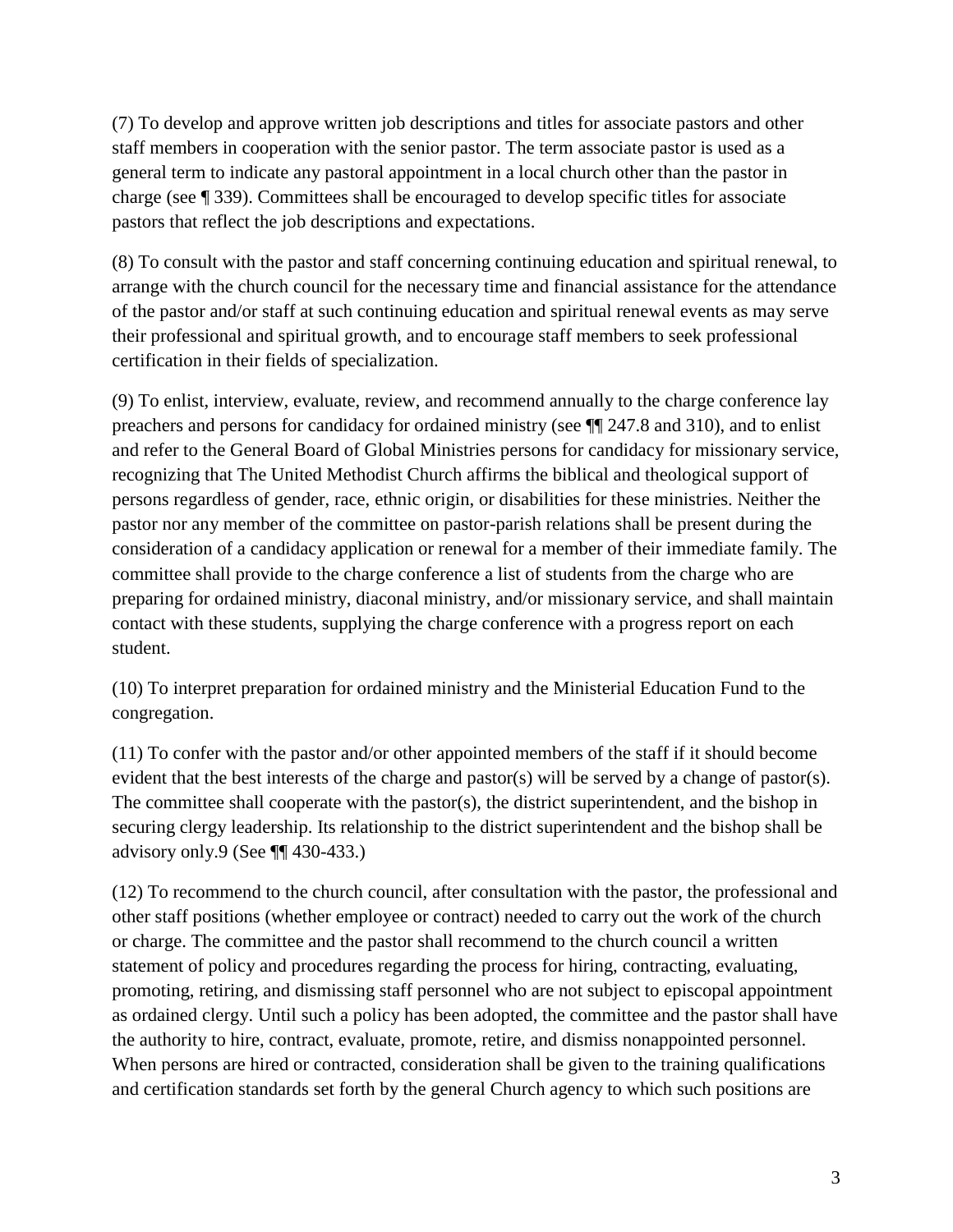(7) To develop and approve written job descriptions and titles for associate pastors and other staff members in cooperation with the senior pastor. The term associate pastor is used as a general term to indicate any pastoral appointment in a local church other than the pastor in charge (see ¶ 339). Committees shall be encouraged to develop specific titles for associate pastors that reflect the job descriptions and expectations.

(8) To consult with the pastor and staff concerning continuing education and spiritual renewal, to arrange with the church council for the necessary time and financial assistance for the attendance of the pastor and/or staff at such continuing education and spiritual renewal events as may serve their professional and spiritual growth, and to encourage staff members to seek professional certification in their fields of specialization.

(9) To enlist, interview, evaluate, review, and recommend annually to the charge conference lay preachers and persons for candidacy for ordained ministry (see ¶¶ 247.8 and 310), and to enlist and refer to the General Board of Global Ministries persons for candidacy for missionary service, recognizing that The United Methodist Church affirms the biblical and theological support of persons regardless of gender, race, ethnic origin, or disabilities for these ministries. Neither the pastor nor any member of the committee on pastor-parish relations shall be present during the consideration of a candidacy application or renewal for a member of their immediate family. The committee shall provide to the charge conference a list of students from the charge who are preparing for ordained ministry, diaconal ministry, and/or missionary service, and shall maintain contact with these students, supplying the charge conference with a progress report on each student.

(10) To interpret preparation for ordained ministry and the Ministerial Education Fund to the congregation.

(11) To confer with the pastor and/or other appointed members of the staff if it should become evident that the best interests of the charge and pastor(s) will be served by a change of pastor(s). The committee shall cooperate with the pastor(s), the district superintendent, and the bishop in securing clergy leadership. Its relationship to the district superintendent and the bishop shall be advisory only.[9] (See ¶¶ 430-433.)

(12) To recommend to the church council, after consultation with the pastor, the professional and other staff positions (whether employee or contract) needed to carry out the work of the church or charge. The committee and the pastor shall recommend to the church council a written statement of policy and procedures regarding the process for hiring, contracting, evaluating, promoting, retiring, and dismissing staff personnel who are not subject to episcopal appointment as ordained clergy. Until such a policy has been adopted, the committee and the pastor shall have the authority to hire, contract, evaluate, promote, retire, and dismiss nonappointed personnel. When persons are hired or contracted, consideration shall be given to the training qualifications and certification standards set forth by the general Church agency to which such positions are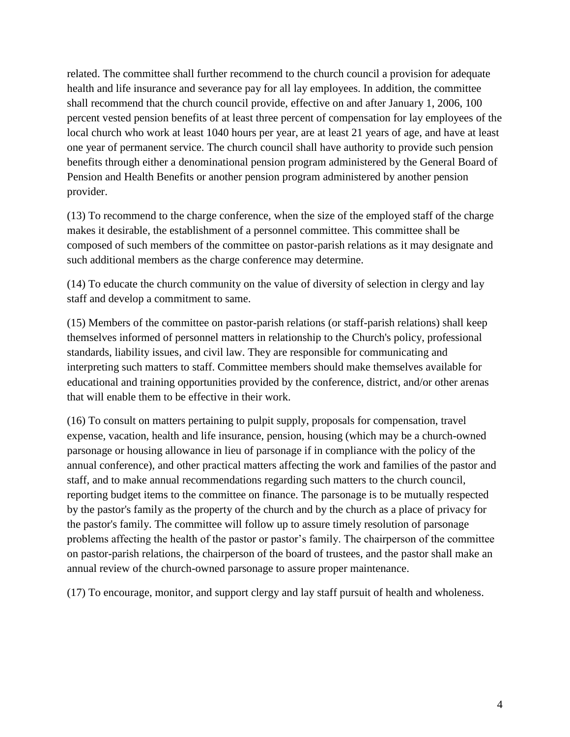related. The committee shall further recommend to the church council a provision for adequate health and life insurance and severance pay for all lay employees. In addition, the committee shall recommend that the church council provide, effective on and after January 1, 2006, 100 percent vested pension benefits of at least three percent of compensation for lay employees of the local church who work at least 1040 hours per year, are at least 21 years of age, and have at least one year of permanent service. The church council shall have authority to provide such pension benefits through either a denominational pension program administered by the General Board of Pension and Health Benefits or another pension program administered by another pension provider.

(13) To recommend to the charge conference, when the size of the employed staff of the charge makes it desirable, the establishment of a personnel committee. This committee shall be composed of such members of the committee on pastor-parish relations as it may designate and such additional members as the charge conference may determine.

(14) To educate the church community on the value of diversity of selection in clergy and lay staff and develop a commitment to same.

(15) Members of the committee on pastor-parish relations (or staff-parish relations) shall keep themselves informed of personnel matters in relationship to the Church's policy, professional standards, liability issues, and civil law. They are responsible for communicating and interpreting such matters to staff. Committee members should make themselves available for educational and training opportunities provided by the conference, district, and/or other arenas that will enable them to be effective in their work.

(16) To consult on matters pertaining to pulpit supply, proposals for compensation, travel expense, vacation, health and life insurance, pension, housing (which may be a church-owned parsonage or housing allowance in lieu of parsonage if in compliance with the policy of the annual conference), and other practical matters affecting the work and families of the pastor and staff, and to make annual recommendations regarding such matters to the church council, reporting budget items to the committee on finance. The parsonage is to be mutually respected by the pastor's family as the property of the church and by the church as a place of privacy for the pastor's family. The committee will follow up to assure timely resolution of parsonage problems affecting the health of the pastor or pastor's family. The chairperson of the committee on pastor-parish relations, the chairperson of the board of trustees, and the pastor shall make an annual review of the church-owned parsonage to assure proper maintenance.

(17) To encourage, monitor, and support clergy and lay staff pursuit of health and wholeness.